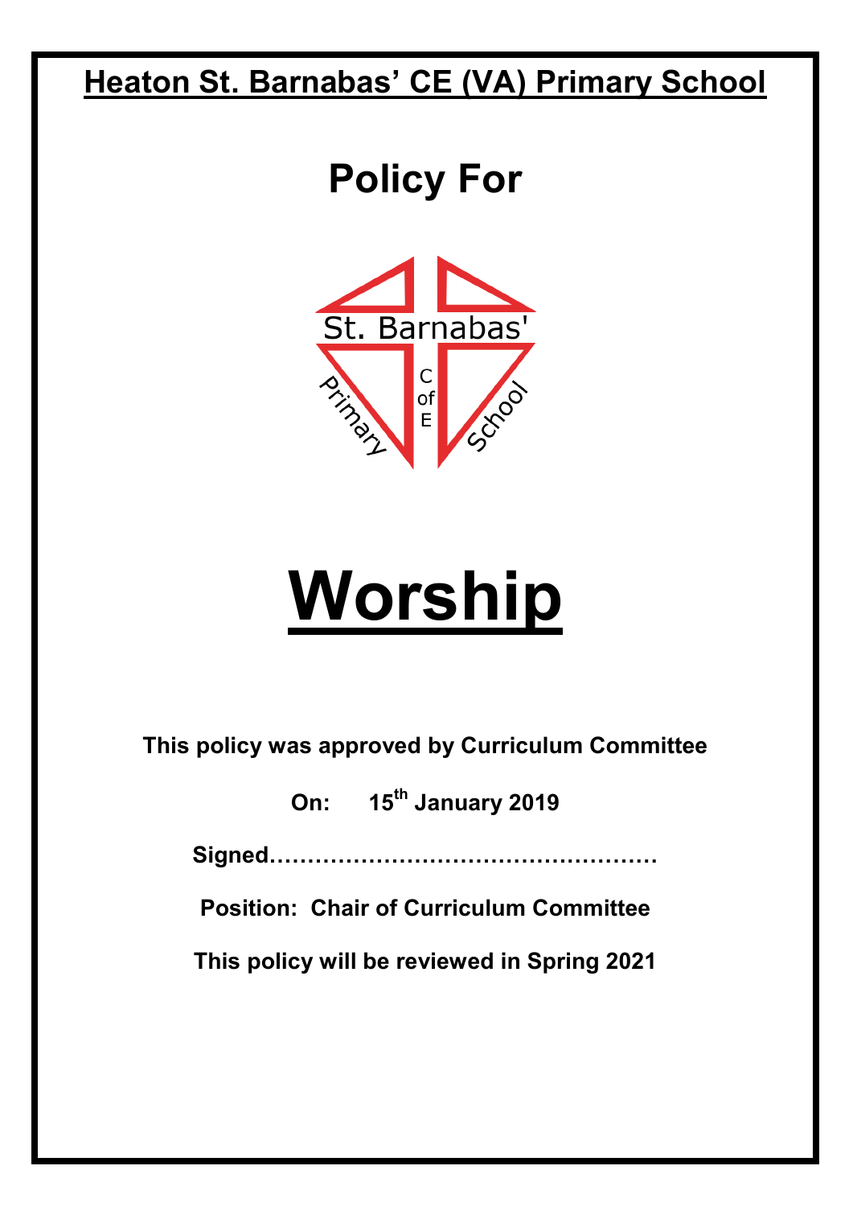# Heaton St. Barnabas' CE (VA) Primary School

## Policy For

# Worship

**This policy was approved by Curriculum Committee**

**On: 15th January 2019**

**Signed……………………………………………**

**Position: Chair of Curriculum Committee**

**This policy will be reviewed in Spring 2021**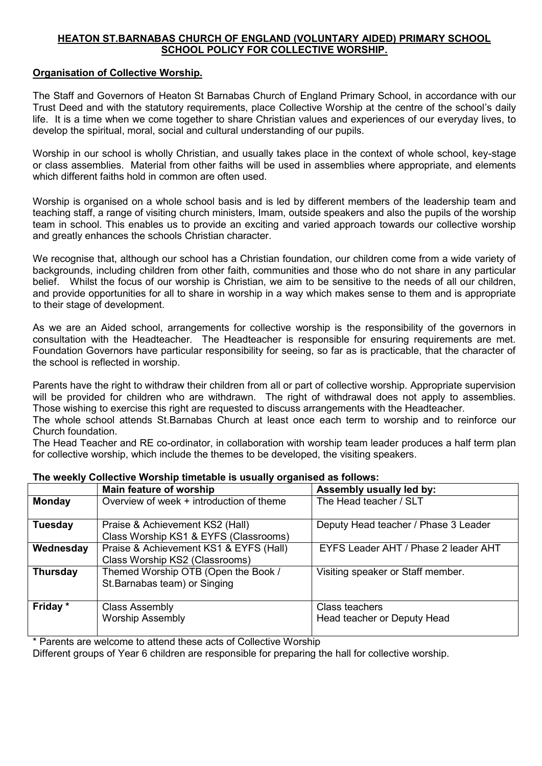# HEATON ST.BARNABAS CHURCH OF ENGLAND (VOLUNTARY AIDED) PRIMARY SCHOOL SCHOOL POLICY FOR COLLECTIVE WORSHIP.

## Organisation of Collective Worship.

The Staff and Governors of Heaton St Barnabas Church of England Primary School, in accordance with our Trust Deed and with the statutory requirements, place Collective Worship at the centre of the school's daily life. It is a time when we come together to share Christian values and experiences of our everyday lives, to develop the spiritual, moral, social and cultural understanding of our pupils.

Worship in our school is wholly Christian, and usually takes place in the context of whole school, key-stage or class assemblies. Material from other faiths will be used in assemblies where appropriate, and elements which different faiths hold in common are often used.

Worship is organised on a whole school basis and is led by different members of the leadership team and teaching staff, a range of visiting church ministers, Imam, outside speakers and also the pupils of the worship team in school. This enables us to provide an exciting and varied approach towards our collective worship and greatly enhances the schools Christian character.

We recognise that, although our school has a Christian foundation, our children come from a wide variety of backgrounds, including children from other faith, communities and those who do not share in any particular belief. Whilst the focus of our worship is Christian, we aim to be sensitive to the needs of all our children, and provide opportunities for all to share in worship in a way which makes sense to them and is appropriate to their stage of development.

As we are an Aided school, arrangements for collective worship is the responsibility of the governors in consultation with the Headteacher. The Headteacher is responsible for ensuring requirements are met. Foundation Governors have particular responsibility for seeing, so far as is practicable, that the character of the school is reflected in worship.

Parents have the right to withdraw their children from all or part of collective worship. Appropriate supervision will be provided for children who are withdrawn. The right of withdrawal does not apply to assemblies. Those wishing to exercise this right are requested to discuss arrangements with the Headteacher.

The whole school attends St.Barnabas Church at least once each term to worship and to reinforce our Church foundation.

The Head Teacher and RE co-ordinator, in collaboration with worship team leader produces a half term plan for collective worship, which include the themes to be developed, the visiting speakers.

**The weekly Collective Worship timetable is usually organised as follows:**

| | Main feature of worship | Assembly usually led by: |
|---|---|---|
| **Monday** | Overview of week + introduction of theme | The Head teacher / SLT |
| **Tuesday** | Praise & Achievement KS2 (Hall)<br>Class Worship KS1 & EYFS (Classrooms) | Deputy Head teacher / Phase 3 Leader |
| **Wednesday** | Praise & Achievement KS1 & EYFS (Hall)<br>Class Worship KS2 (Classrooms) | EYFS Leader AHT / Phase 2 leader AHT |
| **Thursday** | Themed Worship OTB (Open the Book / St.Barnabas team) or Singing | Visiting speaker or Staff member. |
| **Friday** * | Class Assembly<br>Worship Assembly | Class teachers<br>Head teacher or Deputy Head |

* Parents are welcome to attend these acts of Collective Worship

Different groups of Year 6 children are responsible for preparing the hall for collective worship.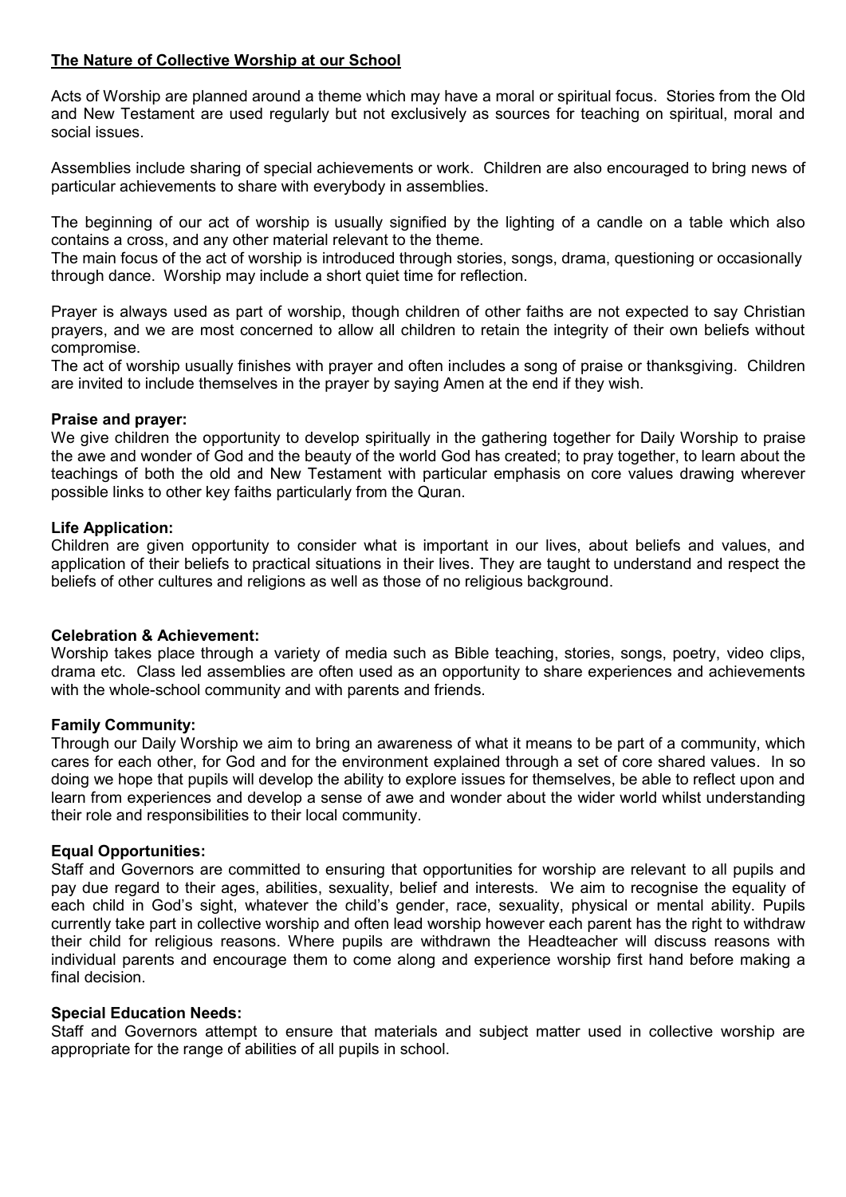## The Nature of Collective Worship at our School

Acts of Worship are planned around a theme which may have a moral or spiritual focus. Stories from the Old and New Testament are used regularly but not exclusively as sources for teaching on spiritual, moral and social issues.

Assemblies include sharing of special achievements or work. Children are also encouraged to bring news of particular achievements to share with everybody in assemblies.

The beginning of our act of worship is usually signified by the lighting of a candle on a table which also contains a cross, and any other material relevant to the theme.
The main focus of the act of worship is introduced through stories, songs, drama, questioning or occasionally through dance. Worship may include a short quiet time for reflection.

Prayer is always used as part of worship, though children of other faiths are not expected to say Christian prayers, and we are most concerned to allow all children to retain the integrity of their own beliefs without compromise.
The act of worship usually finishes with prayer and often includes a song of praise or thanksgiving. Children are invited to include themselves in the prayer by saying Amen at the end if they wish.

**Praise and prayer:**
We give children the opportunity to develop spiritually in the gathering together for Daily Worship to praise the awe and wonder of God and the beauty of the world God has created; to pray together, to learn about the teachings of both the old and New Testament with particular emphasis on core values drawing wherever possible links to other key faiths particularly from the Quran.

**Life Application:**
Children are given opportunity to consider what is important in our lives, about beliefs and values, and application of their beliefs to practical situations in their lives. They are taught to understand and respect the beliefs of other cultures and religions as well as those of no religious background.

**Celebration & Achievement:**
Worship takes place through a variety of media such as Bible teaching, stories, songs, poetry, video clips, drama etc. Class led assemblies are often used as an opportunity to share experiences and achievements with the whole-school community and with parents and friends.

**Family Community:**
Through our Daily Worship we aim to bring an awareness of what it means to be part of a community, which cares for each other, for God and for the environment explained through a set of core shared values. In so doing we hope that pupils will develop the ability to explore issues for themselves, be able to reflect upon and learn from experiences and develop a sense of awe and wonder about the wider world whilst understanding their role and responsibilities to their local community.

**Equal Opportunities:**
Staff and Governors are committed to ensuring that opportunities for worship are relevant to all pupils and pay due regard to their ages, abilities, sexuality, belief and interests. We aim to recognise the equality of each child in God's sight, whatever the child's gender, race, sexuality, physical or mental ability. Pupils currently take part in collective worship and often lead worship however each parent has the right to withdraw their child for religious reasons. Where pupils are withdrawn the Headteacher will discuss reasons with individual parents and encourage them to come along and experience worship first hand before making a final decision.

**Special Education Needs:**
Staff and Governors attempt to ensure that materials and subject matter used in collective worship are appropriate for the range of abilities of all pupils in school.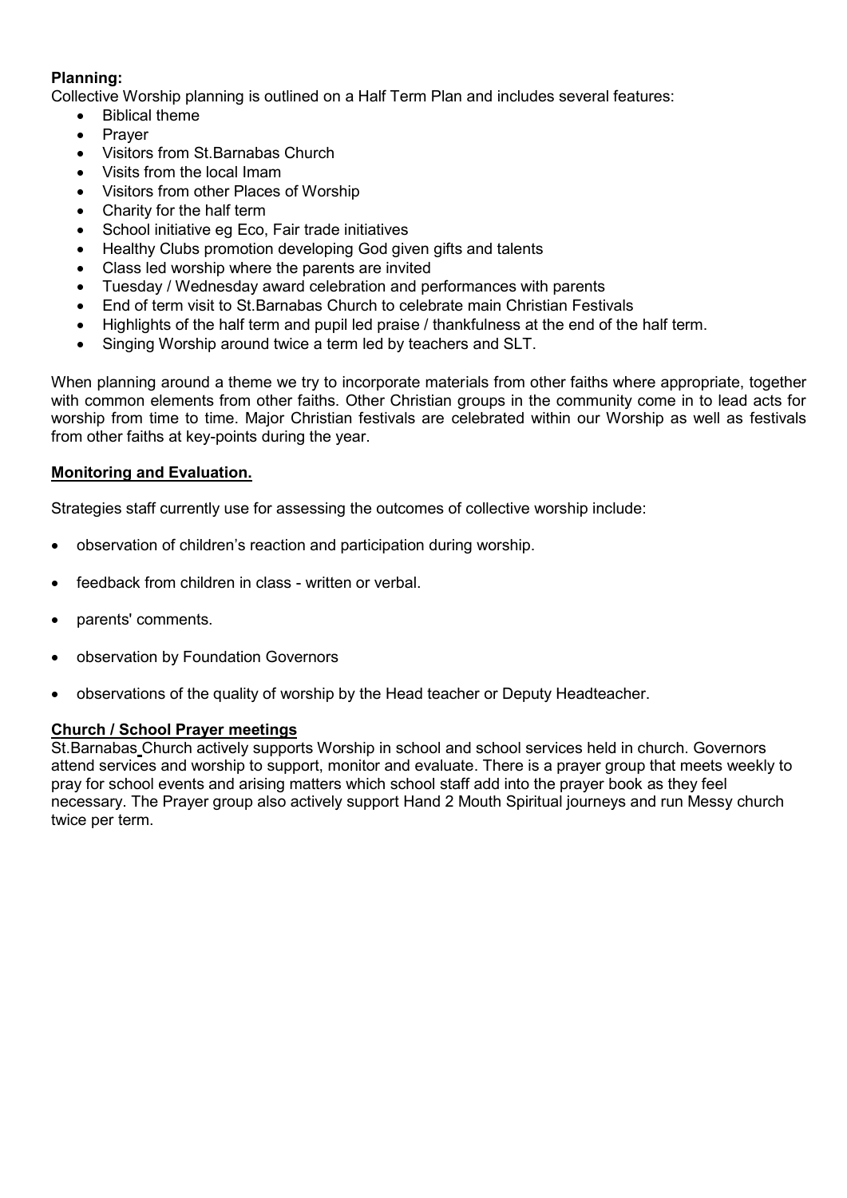**Planning:**
Collective Worship planning is outlined on a Half Term Plan and includes several features:

- Biblical theme
- Prayer
- Visitors from St.Barnabas Church
- Visits from the local Imam
- Visitors from other Places of Worship
- Charity for the half term
- School initiative eg Eco, Fair trade initiatives
- Healthy Clubs promotion developing God given gifts and talents
- Class led worship where the parents are invited
- Tuesday / Wednesday award celebration and performances with parents
- End of term visit to St.Barnabas Church to celebrate main Christian Festivals
- Highlights of the half term and pupil led praise / thankfulness at the end of the half term.
- Singing Worship around twice a term led by teachers and SLT.

When planning around a theme we try to incorporate materials from other faiths where appropriate, together with common elements from other faiths. Other Christian groups in the community come in to lead acts for worship from time to time. Major Christian festivals are celebrated within our Worship as well as festivals from other faiths at key-points during the year.

**Monitoring and Evaluation.**

Strategies staff currently use for assessing the outcomes of collective worship include:

- observation of children's reaction and participation during worship.
- feedback from children in class - written or verbal.
- parents' comments.
- observation by Foundation Governors
- observations of the quality of worship by the Head teacher or Deputy Headteacher.

**Church / School Prayer meetings**
St.Barnabas Church actively supports Worship in school and school services held in church. Governors attend services and worship to support, monitor and evaluate. There is a prayer group that meets weekly to pray for school events and arising matters which school staff add into the prayer book as they feel necessary. The Prayer group also actively support Hand 2 Mouth Spiritual journeys and run Messy church twice per term.